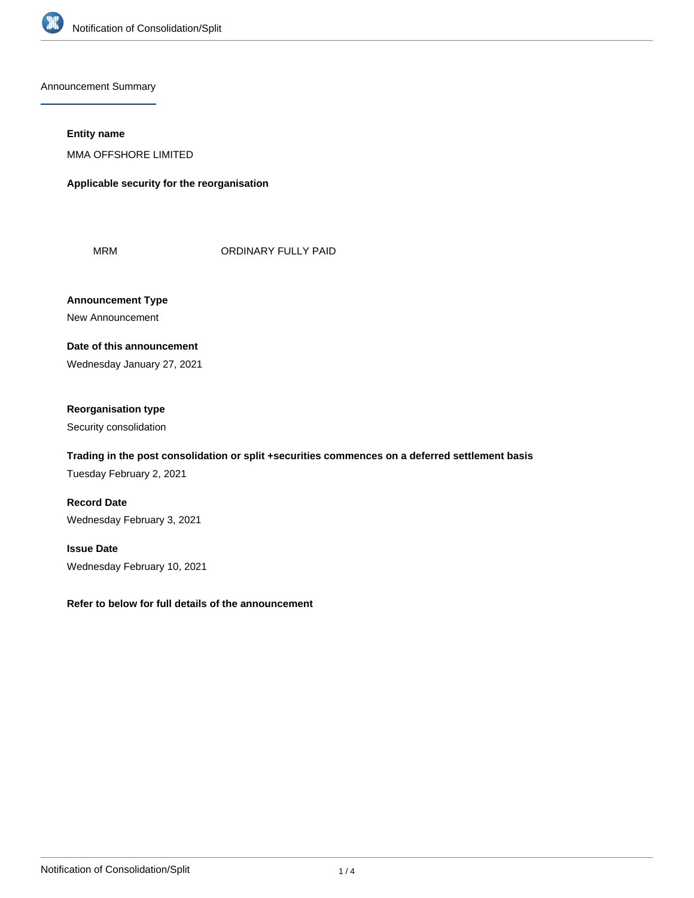# Notification of Consolidation/Split

## Announcement Summary

**Entity name**

MMA OFFSHORE LIMITED

**Applicable security for the reorganisation**

| MRM | ORDINARY FULLY PAID |
|---|---|

**Announcement Type**

New Announcement

**Date of this announcement**

Wednesday January 27, 2021

**Reorganisation type**

Security consolidation

**Trading in the post consolidation or split +securities commences on a deferred settlement basis**

Tuesday February 2, 2021

**Record Date**

Wednesday February 3, 2021

**Issue Date**

Wednesday February 10, 2021

**Refer to below for full details of the announcement**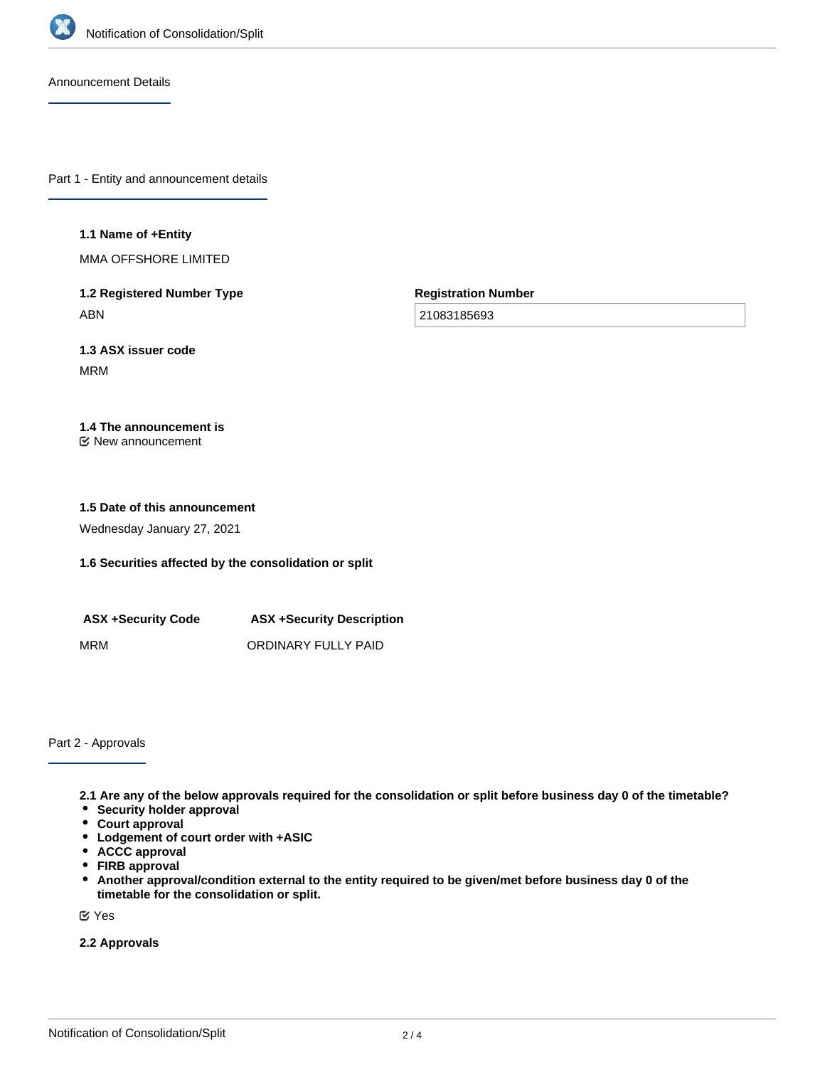Announcement Details

## Part 1 - Entity and announcement details

**1.1 Name of +Entity**

MMA OFFSHORE LIMITED

**1.2 Registered Number Type**

ABN

**Registration Number**

21083185693

**1.3 ASX issuer code**

MRM

**1.4 The announcement is**

New announcement

**1.5 Date of this announcement**

Wednesday January 27, 2021

**1.6 Securities affected by the consolidation or split**

| ASX +Security Code | ASX +Security Description |
|---|---|
| MRM | ORDINARY FULLY PAID |

## Part 2 - Approvals

**2.1 Are any of the below approvals required for the consolidation or split before business day 0 of the timetable?**

- **Security holder approval**
- **Court approval**
- **Lodgement of court order with +ASIC**
- **ACCC approval**
- **FIRB approval**
- **Another approval/condition external to the entity required to be given/met before business day 0 of the timetable for the consolidation or split.**

Yes

**2.2 Approvals**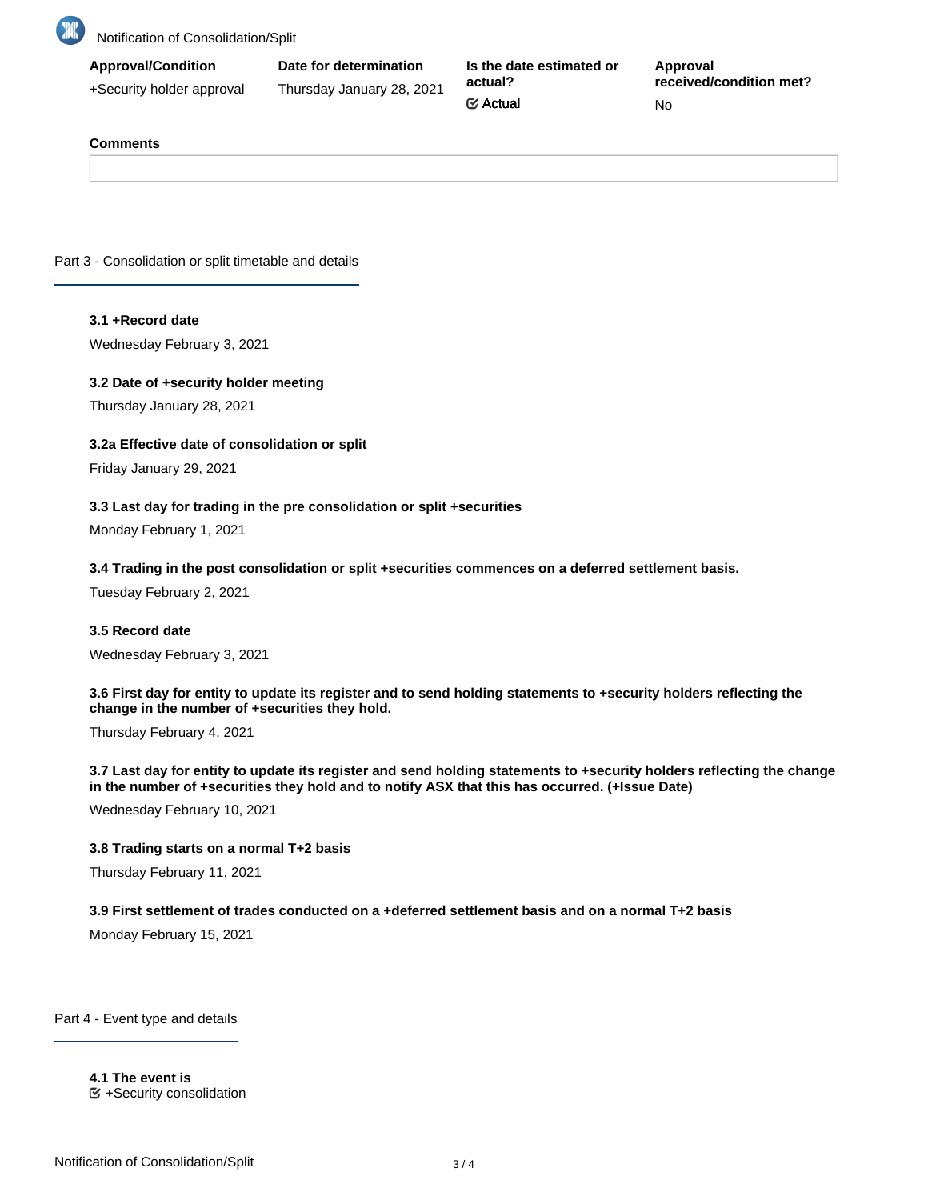| Approval/Condition | Date for determination | Is the date estimated or actual? | Approval received/condition met? |
| --- | --- | --- | --- |
| +Security holder approval | Thursday January 28, 2021 | ☑ Actual | No |

**Comments**

## Part 3 - Consolidation or split timetable and details

**3.1 +Record date**

Wednesday February 3, 2021

**3.2 Date of +security holder meeting**

Thursday January 28, 2021

**3.2a Effective date of consolidation or split**

Friday January 29, 2021

**3.3 Last day for trading in the pre consolidation or split +securities**

Monday February 1, 2021

**3.4 Trading in the post consolidation or split +securities commences on a deferred settlement basis.**

Tuesday February 2, 2021

**3.5 Record date**

Wednesday February 3, 2021

**3.6 First day for entity to update its register and to send holding statements to +security holders reflecting the change in the number of +securities they hold.**

Thursday February 4, 2021

**3.7 Last day for entity to update its register and send holding statements to +security holders reflecting the change in the number of +securities they hold and to notify ASX that this has occurred. (+Issue Date)**

Wednesday February 10, 2021

**3.8 Trading starts on a normal T+2 basis**

Thursday February 11, 2021

**3.9 First settlement of trades conducted on a +deferred settlement basis and on a normal T+2 basis**

Monday February 15, 2021

## Part 4 - Event type and details

**4.1 The event is**

☑ +Security consolidation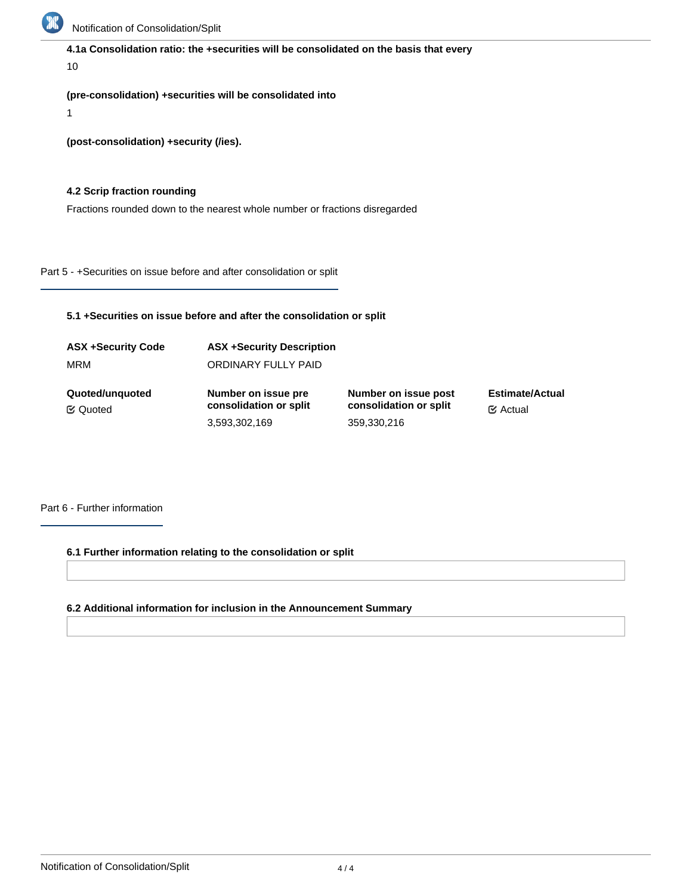**4.1a Consolidation ratio: the +securities will be consolidated on the basis that every**

10

**(pre-consolidation) +securities will be consolidated into**

1

**(post-consolidation) +security (/ies).**

**4.2 Scrip fraction rounding**

Fractions rounded down to the nearest whole number or fractions disregarded

## Part 5 - +Securities on issue before and after consolidation or split

**5.1 +Securities on issue before and after the consolidation or split**

| ASX +Security Code | ASX +Security Description | | |
|---|---|---|---|
| MRM | ORDINARY FULLY PAID | | |
| **Quoted/unquoted** | **Number on issue pre consolidation or split** | **Number on issue post consolidation or split** | **Estimate/Actual** |
| ☑ Quoted | 3,593,302,169 | 359,330,216 | ☑ Actual |

## Part 6 - Further information

**6.1 Further information relating to the consolidation or split**

**6.2 Additional information for inclusion in the Announcement Summary**